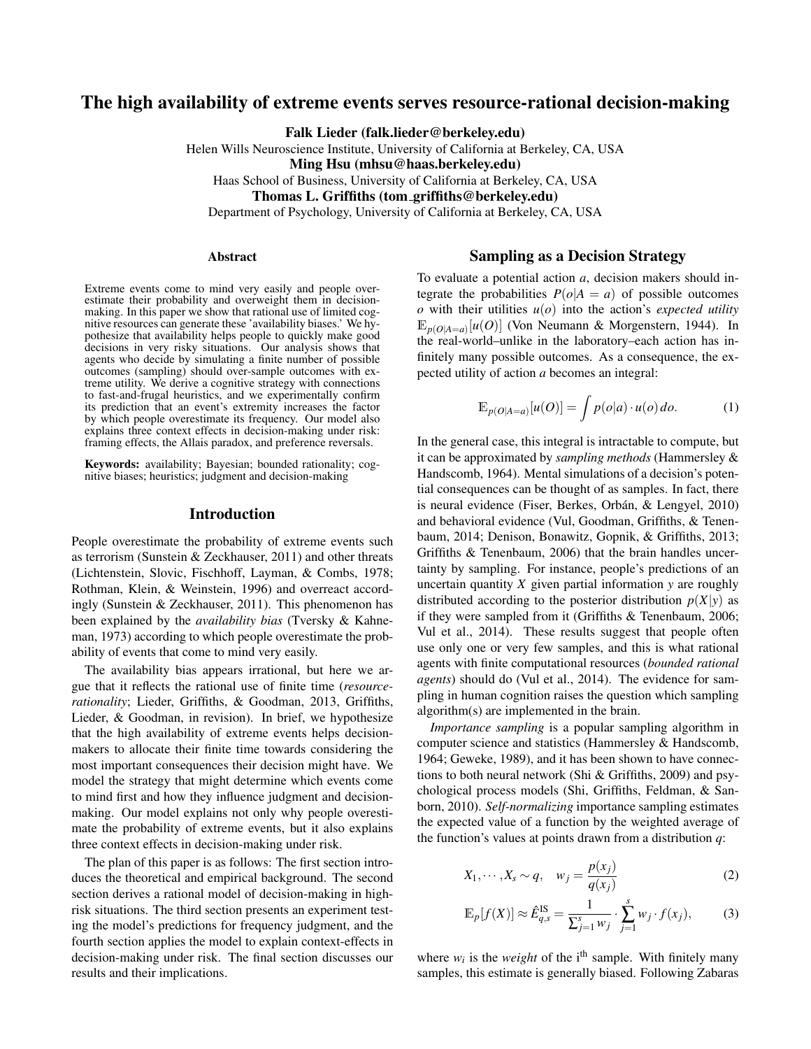# The high availability of extreme events serves resource-rational decision-making

**Falk Lieder (falk.lieder@berkeley.edu)**
Helen Wills Neuroscience Institute, University of California at Berkeley, CA, USA
**Ming Hsu (mhsu@haas.berkeley.edu)**
Haas School of Business, University of California at Berkeley, CA, USA
**Thomas L. Griffiths (tom_griffiths@berkeley.edu)**
Department of Psychology, University of California at Berkeley, CA, USA

### Abstract

Extreme events come to mind very easily and people overestimate their probability and overweight them in decision-making. In this paper we show that rational use of limited cognitive resources can generate these 'availability biases.' We hypothesize that availability helps people to quickly make good decisions in very risky situations. Our analysis shows that agents who decide by simulating a finite number of possible outcomes (sampling) should over-sample outcomes with extreme utility. We derive a cognitive strategy with connections to fast-and-frugal heuristics, and we experimentally confirm its prediction that an event's extremity increases the factor by which people overestimate its frequency. Our model also explains three context effects in decision-making under risk: framing effects, the Allais paradox, and preference reversals.

**Keywords:** availability; Bayesian; bounded rationality; cognitive biases; heuristics; judgment and decision-making

## Introduction

People overestimate the probability of extreme events such as terrorism (Sunstein & Zeckhauser, 2011) and other threats (Lichtenstein, Slovic, Fischhoff, Layman, & Combs, 1978; Rothman, Klein, & Weinstein, 1996) and overreact accordingly (Sunstein & Zeckhauser, 2011). This phenomenon has been explained by the *availability bias* (Tversky & Kahneman, 1973) according to which people overestimate the probability of events that come to mind very easily.

The availability bias appears irrational, but here we argue that it reflects the rational use of finite time (*resource-rationality*; Lieder, Griffiths, & Goodman, 2013, Griffiths, Lieder, & Goodman, in revision). In brief, we hypothesize that the high availability of extreme events helps decision-makers to allocate their finite time towards considering the most important consequences their decision might have. We model the strategy that might determine which events come to mind first and how they influence judgment and decision-making. Our model explains not only why people overestimate the probability of extreme events, but it also explains three context effects in decision-making under risk.

The plan of this paper is as follows: The first section introduces the theoretical and empirical background. The second section derives a rational model of decision-making in high-risk situations. The third section presents an experiment testing the model's predictions for frequency judgment, and the fourth section applies the model to explain context-effects in decision-making under risk. The final section discusses our results and their implications.

## Sampling as a Decision Strategy

To evaluate a potential action $a$, decision makers should integrate the probabilities $P(o|A=a)$ of possible outcomes $o$ with their utilities $u(o)$ into the action's *expected utility* $\mathbb{E}_{p(O|A=a)}[u(O)]$ (Von Neumann & Morgenstern, 1944). In the real-world–unlike in the laboratory–each action has infinitely many possible outcomes. As a consequence, the expected utility of action $a$ becomes an integral:

$$\mathbb{E}_{p(O|A=a)}[u(O)] = \int p(o|a) \cdot u(o)\, do. \tag{1}$$

In the general case, this integral is intractable to compute, but it can be approximated by *sampling methods* (Hammersley & Handscomb, 1964). Mental simulations of a decision's potential consequences can be thought of as samples. In fact, there is neural evidence (Fiser, Berkes, Orbán, & Lengyel, 2010) and behavioral evidence (Vul, Goodman, Griffiths, & Tenenbaum, 2014; Denison, Bonawitz, Gopnik, & Griffiths, 2013; Griffiths & Tenenbaum, 2006) that the brain handles uncertainty by sampling. For instance, people's predictions of an uncertain quantity $X$ given partial information $y$ are roughly distributed according to the posterior distribution $p(X|y)$ as if they were sampled from it (Griffiths & Tenenbaum, 2006; Vul et al., 2014). These results suggest that people often use only one or very few samples, and this is what rational agents with finite computational resources (*bounded rational agents*) should do (Vul et al., 2014). The evidence for sampling in human cognition raises the question which sampling algorithm(s) are implemented in the brain.

*Importance sampling* is a popular sampling algorithm in computer science and statistics (Hammersley & Handscomb, 1964; Geweke, 1989), and it has been shown to have connections to both neural network (Shi & Griffiths, 2009) and psychological process models (Shi, Griffiths, Feldman, & Sanborn, 2010). *Self-normalizing* importance sampling estimates the expected value of a function by the weighted average of the function's values at points drawn from a distribution $q$:

$$X_1, \cdots, X_s \sim q, \quad w_j = \frac{p(x_j)}{q(x_j)} \tag{2}$$

$$\mathbb{E}_p[f(X)] \approx \hat{E}^{\text{IS}}_{q,s} = \frac{1}{\sum_{j=1}^{s} w_j} \cdot \sum_{j=1}^{s} w_j \cdot f(x_j), \tag{3}$$

where $w_i$ is the *weight* of the i[th] sample. With finitely many samples, this estimate is generally biased. Following Zabaras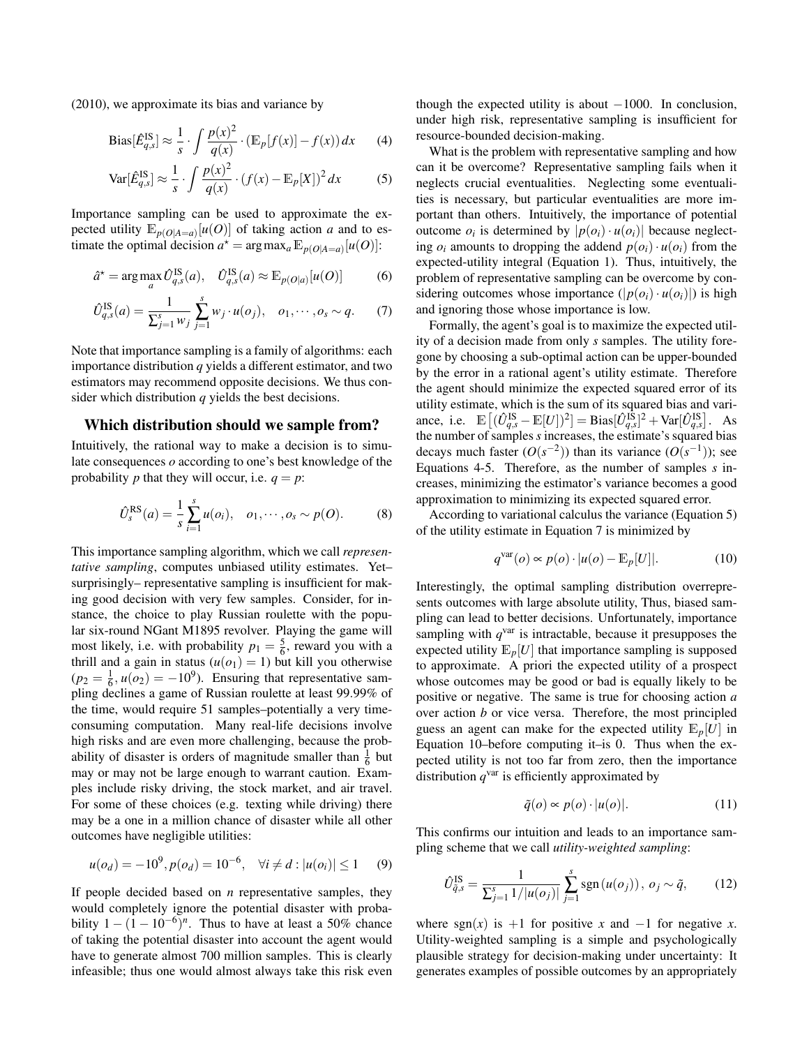(2010), we approximate its bias and variance by

$$\text{Bias}[\hat{E}^{\text{IS}}_{q,s}] \approx \frac{1}{s} \cdot \int \frac{p(x)^2}{q(x)} \cdot (\mathbb{E}_p[f(x)] - f(x))\, dx \tag{4}$$

$$\text{Var}[\hat{E}^{\text{IS}}_{q,s}] \approx \frac{1}{s} \cdot \int \frac{p(x)^2}{q(x)} \cdot (f(x) - \mathbb{E}_p[X])^2\, dx \tag{5}$$

Importance sampling can be used to approximate the expected utility $\mathbb{E}_{p(O|A=a)}[u(O)]$ of taking action $a$ and to estimate the optimal decision $a^\star = \arg\max_a \mathbb{E}_{p(O|A=a)}[u(O)]$:

$$\hat{a}^\star = \arg\max_a \hat{U}^{\text{IS}}_{q,s}(a), \quad \hat{U}^{\text{IS}}_{q,s}(a) \approx \mathbb{E}_{p(O|a)}[u(O)] \tag{6}$$

$$\hat{U}^{\text{IS}}_{q,s}(a) = \frac{1}{\sum_{j=1}^{s} w_j} \sum_{j=1}^{s} w_j \cdot u(o_j), \quad o_1, \cdots, o_s \sim q. \tag{7}$$

Note that importance sampling is a family of algorithms: each importance distribution $q$ yields a different estimator, and two estimators may recommend opposite decisions. We thus consider which distribution $q$ yields the best decisions.

## Which distribution should we sample from?

Intuitively, the rational way to make a decision is to simulate consequences $o$ according to one's best knowledge of the probability $p$ that they will occur, i.e. $q = p$:

$$\hat{U}^{\text{RS}}_s(a) = \frac{1}{s} \sum_{i=1}^{s} u(o_i), \quad o_1, \cdots, o_s \sim p(O). \tag{8}$$

This importance sampling algorithm, which we call *representative sampling*, computes unbiased utility estimates. Yet– surprisingly– representative sampling is insufficient for making good decision with very few samples. Consider, for instance, the choice to play Russian roulette with the popular six-round NGant M1895 revolver. Playing the game will most likely, i.e. with probability $p_1 = \frac{5}{6}$, reward you with a thrill and a gain in status ($u(o_1) = 1$) but kill you otherwise ($p_2 = \frac{1}{6}, u(o_2) = -10^9$). Ensuring that representative sampling declines a game of Russian roulette at least 99.99% of the time, would require 51 samples–potentially a very time-consuming computation. Many real-life decisions involve high risks and are even more challenging, because the probability of disaster is orders of magnitude smaller than $\frac{1}{6}$ but may or may not be large enough to warrant caution. Examples include risky driving, the stock market, and air travel. For some of these choices (e.g. texting while driving) there may be a one in a million chance of disaster while all other outcomes have negligible utilities:

$$u(o_d) = -10^9, p(o_d) = 10^{-6}, \quad \forall i \neq d : |u(o_i)| \leq 1 \tag{9}$$

If people decided based on $n$ representative samples, they would completely ignore the potential disaster with probability $1 - (1 - 10^{-6})^n$. Thus to have at least a 50% chance of taking the potential disaster into account the agent would have to generate almost 700 million samples. This is clearly infeasible; thus one would almost always take this risk even though the expected utility is about $-1000$. In conclusion, under high risk, representative sampling is insufficient for resource-bounded decision-making.

What is the problem with representative sampling and how can it be overcome? Representative sampling fails when it neglects crucial eventualities. Neglecting some eventualities is necessary, but particular eventualities are more important than others. Intuitively, the importance of potential outcome $o_i$ is determined by $|p(o_i) \cdot u(o_i)|$ because neglecting $o_i$ amounts to dropping the addend $p(o_i) \cdot u(o_i)$ from the expected-utility integral (Equation 1). Thus, intuitively, the problem of representative sampling can be overcome by considering outcomes whose importance ($|p(o_i) \cdot u(o_i)|$) is high and ignoring those whose importance is low.

Formally, the agent's goal is to maximize the expected utility of a decision made from only $s$ samples. The utility foregone by choosing a sub-optimal action can be upper-bounded by the error in a rational agent's utility estimate. Therefore the agent should minimize the expected squared error of its utility estimate, which is the sum of its squared bias and variance, i.e. $\mathbb{E}\left[(\hat{U}^{\text{IS}}_{q,s} - \mathbb{E}[U])^2\right] = \text{Bias}[\hat{U}^{\text{IS}}_{q,s}]^2 + \text{Var}[\hat{U}^{\text{IS}}_{q,s}]$. As the number of samples $s$ increases, the estimate's squared bias decays much faster ($O(s^{-2})$) than its variance ($O(s^{-1})$); see Equations 4-5. Therefore, as the number of samples $s$ increases, minimizing the estimator's variance becomes a good approximation to minimizing its expected squared error.

According to variational calculus the variance (Equation 5) of the utility estimate in Equation 7 is minimized by

$$q^{\text{var}}(o) \propto p(o) \cdot |u(o) - \mathbb{E}_p[U]|. \tag{10}$$

Interestingly, the optimal sampling distribution overrepresents outcomes with large absolute utility, Thus, biased sampling can lead to better decisions. Unfortunately, importance sampling with $q^{\text{var}}$ is intractable, because it presupposes the expected utility $\mathbb{E}_p[U]$ that importance sampling is supposed to approximate. A priori the expected utility of a prospect whose outcomes may be good or bad is equally likely to be positive or negative. The same is true for choosing action $a$ over action $b$ or vice versa. Therefore, the most principled guess an agent can make for the expected utility $\mathbb{E}_p[U]$ in Equation 10–before computing it–is 0. Thus when the expected utility is not too far from zero, then the importance distribution $q^{\text{var}}$ is efficiently approximated by

$$\tilde{q}(o) \propto p(o) \cdot |u(o)|. \tag{11}$$

This confirms our intuition and leads to an importance sampling scheme that we call *utility-weighted sampling*:

$$\hat{U}^{\text{IS}}_{\tilde{q},s} = \frac{1}{\sum_{j=1}^{s} 1/|u(o_j)|} \sum_{j=1}^{s} \text{sgn}(u(o_j)), \; o_j \sim \tilde{q}, \tag{12}$$

where $\text{sgn}(x)$ is $+1$ for positive $x$ and $-1$ for negative $x$. Utility-weighted sampling is a simple and psychologically plausible strategy for decision-making under uncertainty: It generates examples of possible outcomes by an appropriately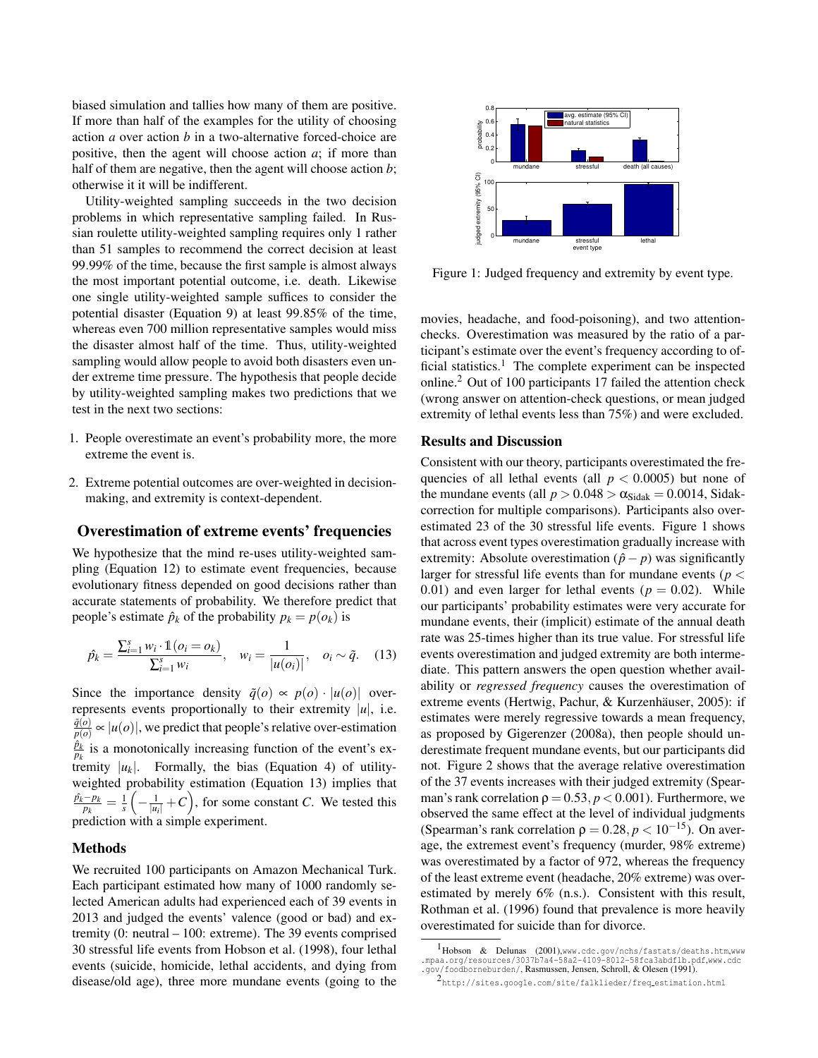biased simulation and tallies how many of them are positive. If more than half of the examples for the utility of choosing action $a$ over action $b$ in a two-alternative forced-choice are positive, then the agent will choose action $a$; if more than half of them are negative, then the agent will choose action $b$; otherwise it it will be indifferent.

Utility-weighted sampling succeeds in the two decision problems in which representative sampling failed. In Russian roulette utility-weighted sampling requires only 1 rather than 51 samples to recommend the correct decision at least 99.99% of the time, because the first sample is almost always the most important potential outcome, i.e. death. Likewise one single utility-weighted sample suffices to consider the potential disaster (Equation 9) at least 99.85% of the time, whereas even 700 million representative samples would miss the disaster almost half of the time. Thus, utility-weighted sampling would allow people to avoid both disasters even under extreme time pressure. The hypothesis that people decide by utility-weighted sampling makes two predictions that we test in the next two sections:

1. People overestimate an event's probability more, the more extreme the event is.
2. Extreme potential outcomes are over-weighted in decision-making, and extremity is context-dependent.

## Overestimation of extreme events' frequencies

We hypothesize that the mind re-uses utility-weighted sampling (Equation 12) to estimate event frequencies, because evolutionary fitness depended on good decisions rather than accurate statements of probability. We therefore predict that people's estimate $\hat{p}_k$ of the probability $p_k = p(o_k)$ is

$$\hat{p}_k = \frac{\sum_{i=1}^{s} w_i \cdot \mathbb{1}(o_i = o_k)}{\sum_{i=1}^{s} w_i}, \quad w_i = \frac{1}{|u(o_i)|}, \quad o_i \sim \tilde{q}. \quad (13)$$

Since the importance density $\tilde{q}(o) \propto p(o) \cdot |u(o)|$ over-represents events proportionally to their extremity $|u|$, i.e. $\frac{\tilde{q}(o)}{p(o)} \propto |u(o)|$, we predict that people's relative over-estimation $\frac{\hat{p}_k}{p_k}$ is a monotonically increasing function of the event's extremity $|u_k|$. Formally, the bias (Equation 4) of utility-weighted probability estimation (Equation 13) implies that $\frac{\hat{p}_k - p_k}{p_k} = \frac{1}{s}\left(-\frac{1}{|u_i|} + C\right)$, for some constant $C$. We tested this prediction with a simple experiment.

### Methods

We recruited 100 participants on Amazon Mechanical Turk. Each participant estimated how many of 1000 randomly selected American adults had experienced each of 39 events in 2013 and judged the events' valence (good or bad) and extremity (0: neutral – 100: extreme). The 39 events comprised 30 stressful life events from Hobson et al. (1998), four lethal events (suicide, homicide, lethal accidents, and dying from disease/old age), three more mundane events (going to the movies, headache, and food-poisoning), and two attention-checks. Overestimation was measured by the ratio of a participant's estimate over the event's frequency according to official statistics.[1] The complete experiment can be inspected online.[2] Out of 100 participants 17 failed the attention check (wrong answer on attention-check questions, or mean judged extremity of lethal events less than 75%) and were excluded.

Figure 1: Judged frequency and extremity by event type.

### Results and Discussion

Consistent with our theory, participants overestimated the frequencies of all lethal events (all $p < 0.0005$) but none of the mundane events (all $p > 0.048 > \alpha_{\text{Sidak}} = 0.0014$, Sidak-correction for multiple comparisons). Participants also overestimated 23 of the 30 stressful life events. Figure 1 shows that across event types overestimation gradually increase with extremity: Absolute overestimation ($\hat{p} - p$) was significantly larger for stressful life events than for mundane events ($p < 0.01$) and even larger for lethal events ($p = 0.02$). While our participants' probability estimates were very accurate for mundane events, their (implicit) estimate of the annual death rate was 25-times higher than its true value. For stressful life events overestimation and judged extremity are both intermediate. This pattern answers the open question whether availability or *regressed frequency* causes the overestimation of extreme events (Hertwig, Pachur, & Kurzenhäuser, 2005): if estimates were merely regressive towards a mean frequency, as proposed by Gigerenzer (2008a), then people should underestimate frequent mundane events, but our participants did not. Figure 2 shows that the average relative overestimation of the 37 events increases with their judged extremity (Spearman's rank correlation $\rho = 0.53, p < 0.001$). Furthermore, we observed the same effect at the level of individual judgments (Spearman's rank correlation $\rho = 0.28, p < 10^{-15}$). On average, the extremest event's frequency (murder, 98% extreme) was overestimated by a factor of 972, whereas the frequency of the least extreme event (headache, 20% extreme) was overestimated by merely 6% (n.s.). Consistent with this result, Rothman et al. (1996) found that prevalence is more heavily overestimated for suicide than for divorce.

[1] Hobson & Delunas (2001), www.cdc.gov/nchs/fastats/deaths.htm, www.mpaa.org/resources/3037b7a4-58a2-4109-8012-58fca3abdf1b.pdf, www.cdc.gov/foodborneburden/, Rasmussen, Jensen, Schroll, & Olesen (1991).

[2] http://sites.google.com/site/falklieder/freq_estimation.html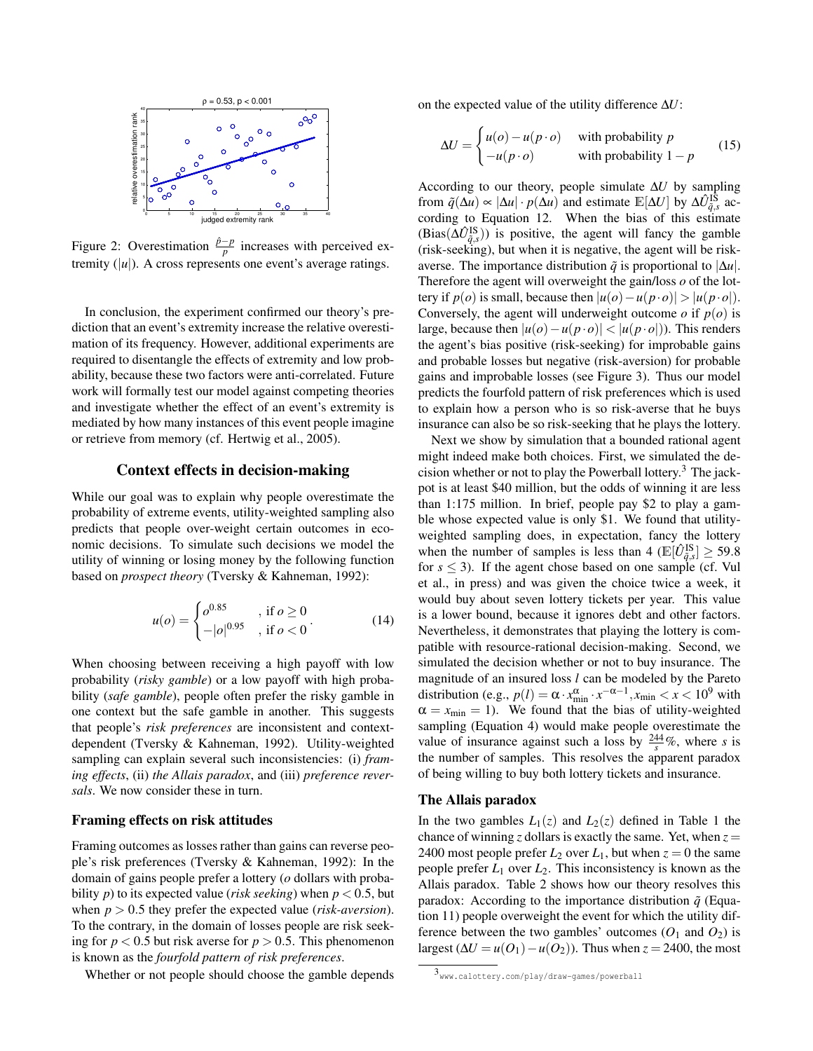Figure 2: Overestimation $\frac{\hat{p}-p}{p}$ increases with perceived extremity ($|u|$). A cross represents one event's average ratings.

In conclusion, the experiment confirmed our theory's prediction that an event's extremity increase the relative overestimation of its frequency. However, additional experiments are required to disentangle the effects of extremity and low probability, because these two factors were anti-correlated. Future work will formally test our model against competing theories and investigate whether the effect of an event's extremity is mediated by how many instances of this event people imagine or retrieve from memory (cf. Hertwig et al., 2005).

## Context effects in decision-making

While our goal was to explain why people overestimate the probability of extreme events, utility-weighted sampling also predicts that people over-weight certain outcomes in economic decisions. To simulate such decisions we model the utility of winning or losing money by the following function based on *prospect theory* (Tversky & Kahneman, 1992):

$$u(o) = \begin{cases} o^{0.85} & \text{, if } o \geq 0 \\ -|o|^{0.95} & \text{, if } o < 0 \end{cases}. \tag{14}$$

When choosing between receiving a high payoff with low probability (*risky gamble*) or a low payoff with high probability (*safe gamble*), people often prefer the risky gamble in one context but the safe gamble in another. This suggests that people's *risk preferences* are inconsistent and context-dependent (Tversky & Kahneman, 1992). Utility-weighted sampling can explain several such inconsistencies: (i) *framing effects*, (ii) *the Allais paradox*, and (iii) *preference reversals*. We now consider these in turn.

### Framing effects on risk attitudes

Framing outcomes as losses rather than gains can reverse people's risk preferences (Tversky & Kahneman, 1992): In the domain of gains people prefer a lottery ($o$ dollars with probability $p$) to its expected value (*risk seeking*) when $p < 0.5$, but when $p > 0.5$ they prefer the expected value (*risk-aversion*). To the contrary, in the domain of losses people are risk seeking for $p < 0.5$ but risk averse for $p > 0.5$. This phenomenon is known as the *fourfold pattern of risk preferences*.

Whether or not people should choose the gamble depends on the expected value of the utility difference $\Delta U$:

$$\Delta U = \begin{cases} u(o) - u(p \cdot o) & \text{with probability } p \\ -u(p \cdot o) & \text{with probability } 1-p \end{cases} \tag{15}$$

According to our theory, people simulate $\Delta U$ by sampling from $\tilde{q}(\Delta u) \propto |\Delta u| \cdot p(\Delta u)$ and estimate $\mathbb{E}[\Delta U]$ by $\Delta \hat{U}^{\text{IS}}_{\tilde{q},s}$ according to Equation 12. When the bias of this estimate ($\text{Bias}(\Delta \hat{U}^{\text{IS}}_{\tilde{q},s})$) is positive, the agent will fancy the gamble (risk-seeking), but when it is negative, the agent will be risk-averse. The importance distribution $\tilde{q}$ is proportional to $|\Delta u|$. Therefore the agent will overweight the gain/loss $o$ of the lottery if $p(o)$ is small, because then $|u(o) - u(p \cdot o)| > |u(p \cdot o|)$. Conversely, the agent will underweight outcome $o$ if $p(o)$ is large, because then $|u(o) - u(p \cdot o)| < |u(p \cdot o|)$). This renders the agent's bias positive (risk-seeking) for improbable gains and probable losses but negative (risk-aversion) for probable gains and improbable losses (see Figure 3). Thus our model predicts the fourfold pattern of risk preferences which is used to explain how a person who is so risk-averse that he buys insurance can also be so risk-seeking that he plays the lottery.

Next we show by simulation that a bounded rational agent might indeed make both choices. First, we simulated the decision whether or not to play the Powerball lottery.[3] The jackpot is at least \$40 million, but the odds of winning it are less than 1:175 million. In brief, people pay \$2 to play a gamble whose expected value is only \$1. We found that utility-weighted sampling does, in expectation, fancy the lottery when the number of samples is less than 4 ($\mathbb{E}[\hat{U}^{\text{IS}}_{\tilde{q},s}] \geq 59.8$ for $s \leq 3$). If the agent chose based on one sample (cf. Vul et al., in press) and was given the choice twice a week, it would buy about seven lottery tickets per year. This value is a lower bound, because it ignores debt and other factors. Nevertheless, it demonstrates that playing the lottery is compatible with resource-rational decision-making. Second, we simulated the decision whether or not to buy insurance. The magnitude of an insured loss $l$ can be modeled by the Pareto distribution (e.g., $p(l) = \alpha \cdot x^{\alpha}_{\min} \cdot x^{-\alpha-1}, x_{\min} < x < 10^9$ with $\alpha = x_{\min} = 1$). We found that the bias of utility-weighted sampling (Equation 4) would make people overestimate the value of insurance against such a loss by $\frac{244}{s}\%$, where $s$ is the number of samples. This resolves the apparent paradox of being willing to buy both lottery tickets and insurance.

### The Allais paradox

In the two gambles $L_1(z)$ and $L_2(z)$ defined in Table 1 the chance of winning $z$ dollars is exactly the same. Yet, when $z = 2400$ most people prefer $L_2$ over $L_1$, but when $z = 0$ the same people prefer $L_1$ over $L_2$. This inconsistency is known as the Allais paradox. Table 2 shows how our theory resolves this paradox: According to the importance distribution $\tilde{q}$ (Equation 11) people overweight the event for which the utility difference between the two gambles' outcomes ($O_1$ and $O_2$) is largest ($\Delta U = u(O_1) - u(O_2)$). Thus when $z = 2400$, the most

[3] www.calottery.com/play/draw-games/powerball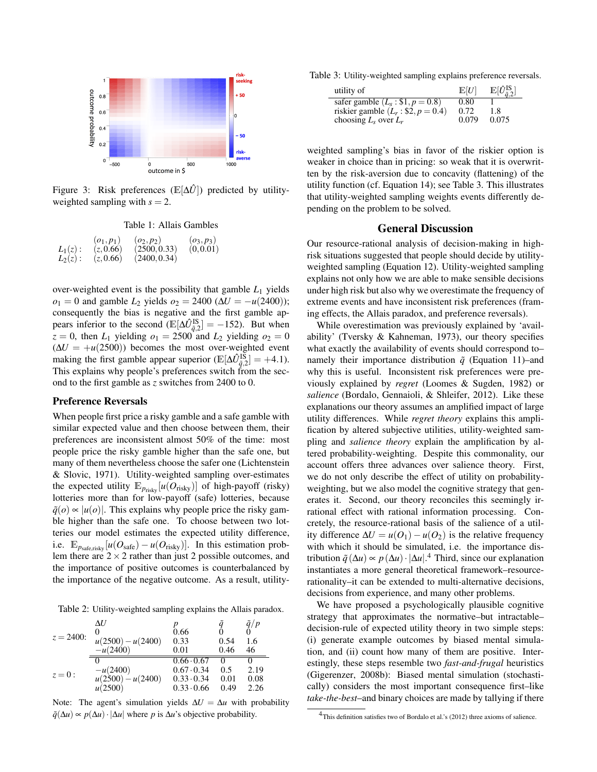Figure 3: Risk preferences ($\mathbb{E}[\Delta\hat{U}]$) predicted by utility-weighted sampling with $s = 2$.

Table 1: Allais Gambles

| | $(o_1, p_1)$ | $(o_2, p_2)$ | $(o_3, p_3)$ |
|---|---|---|---|
| $L_1(z)$: | $(z, 0.66)$ | $(2500, 0.33)$ | $(0, 0.01)$ |
| $L_2(z)$: | $(z, 0.66)$ | $(2400, 0.34)$ | |

over-weighted event is the possibility that gamble $L_1$ yields $o_1 = 0$ and gamble $L_2$ yields $o_2 = 2400$ ($\Delta U = -u(2400)$); consequently the bias is negative and the first gamble appears inferior to the second ($\mathbb{E}[\Delta\hat{U}^{\text{IS}}_{\tilde{q},2}] = -152$). But when $z = 0$, then $L_1$ yielding $o_1 = 2500$ and $L_2$ yielding $o_2 = 0$ ($\Delta U = +u(2500)$) becomes the most over-weighted event making the first gamble appear superior ($\mathbb{E}[\Delta\hat{U}^{\text{IS}}_{\tilde{q},2}] = +4.1$). This explains why people's preferences switch from the second to the first gamble as $z$ switches from 2400 to 0.

### Preference Reversals

When people first price a risky gamble and a safe gamble with similar expected value and then choose between them, their preferences are inconsistent almost 50% of the time: most people price the risky gamble higher than the safe one, but many of them nevertheless choose the safe one (Lichtenstein & Slovic, 1971). Utility-weighted sampling over-estimates the expected utility $\mathbb{E}_{p_{\text{risky}}}[u(O_{\text{risky}})]$ of high-payoff (risky) lotteries more than for low-payoff (safe) lotteries, because $\tilde{q}(o) \propto |u(o)|$. This explains why people price the risky gamble higher than the safe one. To choose between two lotteries our model estimates the expected utility difference, i.e. $\mathbb{E}_{p_{\text{safe,risky}}}[u(O_{\text{safe}}) - u(O_{\text{risky}})]$. In this estimation problem there are $2 \times 2$ rather than just 2 possible outcomes, and the importance of positive outcomes is counterbalanced by the importance of the negative outcome. As a result, utility-weighted sampling's bias in favor of the riskier option is weaker in choice than in pricing: so weak that it is overwritten by the risk-aversion due to concavity (flattening) of the utility function (cf. Equation 14); see Table 3. This illustrates that utility-weighted sampling weights events differently depending on the problem to be solved.

Table 2: Utility-weighted sampling explains the Allais paradox.

| | $\Delta U$ | $p$ | $\tilde{q}$ | $\tilde{q}/p$ |
|---|---|---|---|---|
| $z = 2400$: | $0$ | $0.66$ | $0$ | $0$ |
| | $u(2500) - u(2400)$ | $0.33$ | $0.54$ | $1.6$ |
| | $-u(2400)$ | $0.01$ | $0.46$ | $46$ |
| $z = 0$: | $0$ | $0.66 \cdot 0.67$ | $0$ | $0$ |
| | $-u(2400)$ | $0.67 \cdot 0.34$ | $0.5$ | $2.19$ |
| | $u(2500) - u(2400)$ | $0.33 \cdot 0.34$ | $0.01$ | $0.08$ |
| | $u(2500)$ | $0.33 \cdot 0.66$ | $0.49$ | $2.26$ |

Note: The agent's simulation yields $\Delta U = \Delta u$ with probability $\tilde{q}(\Delta u) \propto p(\Delta u) \cdot |\Delta u|$ where $p$ is $\Delta u$'s objective probability.

Table 3: Utility-weighted sampling explains preference reversals.

| utility of | $\mathbb{E}[U]$ | $\mathbb{E}[\hat{U}^{\text{IS}}_{\tilde{q},2}]$ |
|---|---|---|
| safer gamble ($L_s$ : \$1, $p = 0.8$) | 0.80 | 1 |
| riskier gamble ($L_r$ : \$2, $p = 0.4$) | 0.72 | 1.8 |
| choosing $L_s$ over $L_r$ | 0.079 | 0.075 |

## General Discussion

Our resource-rational analysis of decision-making in high-risk situations suggested that people should decide by utility-weighted sampling (Equation 12). Utility-weighted sampling explains not only how we are able to make sensible decisions under high risk but also why we overestimate the frequency of extreme events and have inconsistent risk preferences (framing effects, the Allais paradox, and preference reversals).

While overestimation was previously explained by 'availability' (Tversky & Kahneman, 1973), our theory specifies what exactly the availability of events should correspond to–namely their importance distribution $\tilde{q}$ (Equation 11)–and why this is useful. Inconsistent risk preferences were previously explained by *regret* (Loomes & Sugden, 1982) or *salience* (Bordalo, Gennaioli, & Shleifer, 2012). Like these explanations our theory assumes an amplified impact of large utility differences. While *regret theory* explains this amplification by altered subjective utilities, utility-weighted sampling and *salience theory* explain the amplification by altered probability-weighting. Despite this commonality, our account offers three advances over salience theory. First, we do not only describe the effect of utility on probability-weighting, but we also model the cognitive strategy that generates it. Second, our theory reconciles this seemingly irrational effect with rational information processing. Concretely, the resource-rational basis of the salience of a utility difference $\Delta U = u(O_1) - u(O_2)$ is the relative frequency with which it should be simulated, i.e. the importance distribution $\tilde{q}(\Delta u) \propto p(\Delta u) \cdot |\Delta u|$.[4] Third, since our explanation instantiates a more general theoretical framework–resource-rationality–it can be extended to multi-alternative decisions, decisions from experience, and many other problems.

We have proposed a psychologically plausible cognitive strategy that approximates the normative–but intractable–decision-rule of expected utility theory in two simple steps: (i) generate example outcomes by biased mental simulation, and (ii) count how many of them are positive. Interestingly, these steps resemble two *fast-and-frugal* heuristics (Gigerenzer, 2008b): Biased mental simulation (stochastically) considers the most important consequence first–like *take-the-best*–and binary choices are made by tallying if there

[4] This definition satisfies two of Bordalo et al.'s (2012) three axioms of salience.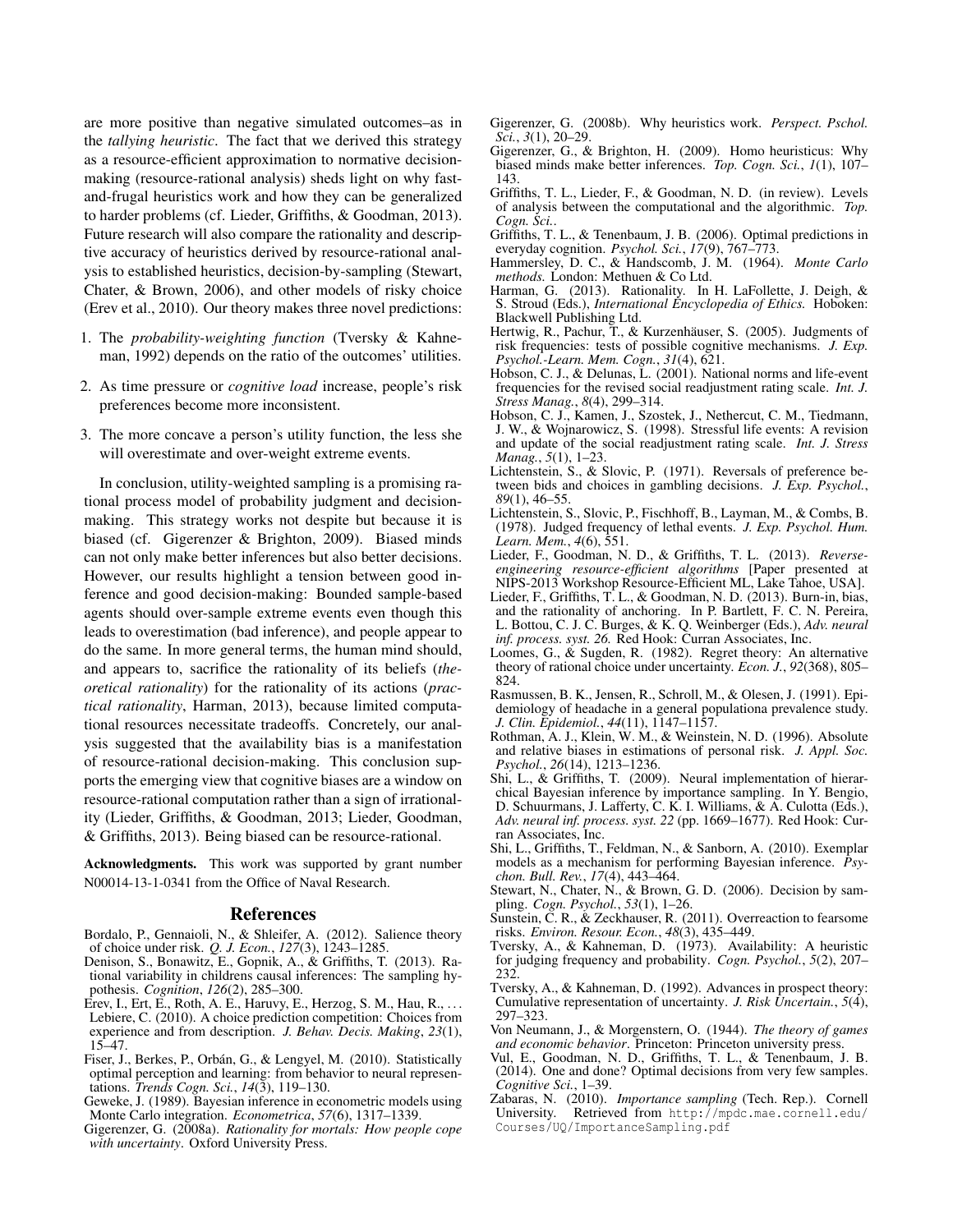are more positive than negative simulated outcomes–as in the *tallying heuristic*. The fact that we derived this strategy as a resource-efficient approximation to normative decision-making (resource-rational analysis) sheds light on why fast-and-frugal heuristics work and how they can be generalized to harder problems (cf. Lieder, Griffiths, & Goodman, 2013). Future research will also compare the rationality and descriptive accuracy of heuristics derived by resource-rational analysis to established heuristics, decision-by-sampling (Stewart, Chater, & Brown, 2006), and other models of risky choice (Erev et al., 2010). Our theory makes three novel predictions:

1. The *probability-weighting function* (Tversky & Kahneman, 1992) depends on the ratio of the outcomes' utilities.
2. As time pressure or *cognitive load* increase, people's risk preferences become more inconsistent.
3. The more concave a person's utility function, the less she will overestimate and over-weight extreme events.

In conclusion, utility-weighted sampling is a promising rational process model of probability judgment and decision-making. This strategy works not despite but because it is biased (cf. Gigerenzer & Brighton, 2009). Biased minds can not only make better inferences but also better decisions. However, our results highlight a tension between good inference and good decision-making: Bounded sample-based agents should over-sample extreme events even though this leads to overestimation (bad inference), and people appear to do the same. In more general terms, the human mind should, and appears to, sacrifice the rationality of its beliefs (*theoretical rationality*) for the rationality of its actions (*practical rationality*, Harman, 2013), because limited computational resources necessitate tradeoffs. Concretely, our analysis suggested that the availability bias is a manifestation of resource-rational decision-making. This conclusion supports the emerging view that cognitive biases are a window on resource-rational computation rather than a sign of irrationality (Lieder, Griffiths, & Goodman, 2013; Lieder, Goodman, & Griffiths, 2013). Being biased can be resource-rational.

**Acknowledgments.** This work was supported by grant number N00014-13-1-0341 from the Office of Naval Research.

## References

Bordalo, P., Gennaioli, N., & Shleifer, A. (2012). Salience theory of choice under risk. *Q. J. Econ.*, *127*(3), 1243–1285.

Denison, S., Bonawitz, E., Gopnik, A., & Griffiths, T. (2013). Rational variability in childrens causal inferences: The sampling hypothesis. *Cognition*, *126*(2), 285–300.

Erev, I., Ert, E., Roth, A. E., Haruvy, E., Herzog, S. M., Hau, R., ... Lebiere, C. (2010). A choice prediction competition: Choices from experience and from description. *J. Behav. Decis. Making*, *23*(1), 15–47.

Fiser, J., Berkes, P., Orbán, G., & Lengyel, M. (2010). Statistically optimal perception and learning: from behavior to neural representations. *Trends Cogn. Sci.*, *14*(3), 119–130.

Geweke, J. (1989). Bayesian inference in econometric models using Monte Carlo integration. *Econometrica*, *57*(6), 1317–1339.

Gigerenzer, G. (2008a). *Rationality for mortals: How people cope with uncertainty*. Oxford University Press.

Gigerenzer, G. (2008b). Why heuristics work. *Perspect. Pschol. Sci.*, *3*(1), 20–29.

Gigerenzer, G., & Brighton, H. (2009). Homo heuristicus: Why biased minds make better inferences. *Top. Cogn. Sci.*, *1*(1), 107–143.

Griffiths, T. L., Lieder, F., & Goodman, N. D. (in review). Levels of analysis between the computational and the algorithmic. *Top. Cogn. Sci.*.

Griffiths, T. L., & Tenenbaum, J. B. (2006). Optimal predictions in everyday cognition. *Psychol. Sci.*, *17*(9), 767–773.

Hammersley, D. C., & Handscomb, J. M. (1964). *Monte Carlo methods.* London: Methuen & Co Ltd.

Harman, G. (2013). Rationality. In H. LaFollette, J. Deigh, & S. Stroud (Eds.), *International Encyclopedia of Ethics.* Hoboken: Blackwell Publishing Ltd.

Hertwig, R., Pachur, T., & Kurzenhäuser, S. (2005). Judgments of risk frequencies: tests of possible cognitive mechanisms. *J. Exp. Psychol.-Learn. Mem. Cogn.*, *31*(4), 621.

Hobson, C. J., & Delunas, L. (2001). National norms and life-event frequencies for the revised social readjustment rating scale. *Int. J. Stress Manag.*, *8*(4), 299–314.

Hobson, C. J., Kamen, J., Szostek, J., Nethercut, C. M., Tiedmann, J. W., & Wojnarowicz, S. (1998). Stressful life events: A revision and update of the social readjustment rating scale. *Int. J. Stress Manag.*, *5*(1), 1–23.

Lichtenstein, S., & Slovic, P. (1971). Reversals of preference between bids and choices in gambling decisions. *J. Exp. Psychol.*, *89*(1), 46–55.

Lichtenstein, S., Slovic, P., Fischhoff, B., Layman, M., & Combs, B. (1978). Judged frequency of lethal events. *J. Exp. Psychol. Hum. Learn. Mem.*, *4*(6), 551.

Lieder, F., Goodman, N. D., & Griffiths, T. L. (2013). *Reverse-engineering resource-efficient algorithms* [Paper presented at NIPS-2013 Workshop Resource-Efficient ML, Lake Tahoe, USA].

Lieder, F., Griffiths, T. L., & Goodman, N. D. (2013). Burn-in, bias, and the rationality of anchoring. In P. Bartlett, F. C. N. Pereira, L. Bottou, C. J. C. Burges, & K. Q. Weinberger (Eds.), *Adv. neural inf. process. syst. 26.* Red Hook: Curran Associates, Inc.

Loomes, G., & Sugden, R. (1982). Regret theory: An alternative theory of rational choice under uncertainty. *Econ. J.*, *92*(368), 805–824.

Rasmussen, B. K., Jensen, R., Schroll, M., & Olesen, J. (1991). Epidemiology of headache in a general populationa prevalence study. *J. Clin. Epidemiol.*, *44*(11), 1147–1157.

Rothman, A. J., Klein, W. M., & Weinstein, N. D. (1996). Absolute and relative biases in estimations of personal risk. *J. Appl. Soc. Psychol.*, *26*(14), 1213–1236.

Shi, L., & Griffiths, T. (2009). Neural implementation of hierarchical Bayesian inference by importance sampling. In Y. Bengio, D. Schuurmans, J. Lafferty, C. K. I. Williams, & A. Culotta (Eds.), *Adv. neural inf. process. syst. 22* (pp. 1669–1677). Red Hook: Curran Associates, Inc.

Shi, L., Griffiths, T., Feldman, N., & Sanborn, A. (2010). Exemplar models as a mechanism for performing Bayesian inference. *Psychon. Bull. Rev.*, *17*(4), 443–464.

Stewart, N., Chater, N., & Brown, G. D. (2006). Decision by sampling. *Cogn. Psychol.*, *53*(1), 1–26.

Sunstein, C. R., & Zeckhauser, R. (2011). Overreaction to fearsome risks. *Environ. Resour. Econ.*, *48*(3), 435–449.

Tversky, A., & Kahneman, D. (1973). Availability: A heuristic for judging frequency and probability. *Cogn. Psychol.*, *5*(2), 207–232.

Tversky, A., & Kahneman, D. (1992). Advances in prospect theory: Cumulative representation of uncertainty. *J. Risk Uncertain.*, *5*(4), 297–323.

Von Neumann, J., & Morgenstern, O. (1944). *The theory of games and economic behavior*. Princeton: Princeton university press.

Vul, E., Goodman, N. D., Griffiths, T. L., & Tenenbaum, J. B. (2014). One and done? Optimal decisions from very few samples. *Cognitive Sci.*, 1–39.

Zabaras, N. (2010). *Importance sampling* (Tech. Rep.). Cornell University. Retrieved from http://mpdc.mae.cornell.edu/Courses/UQ/ImportanceSampling.pdf